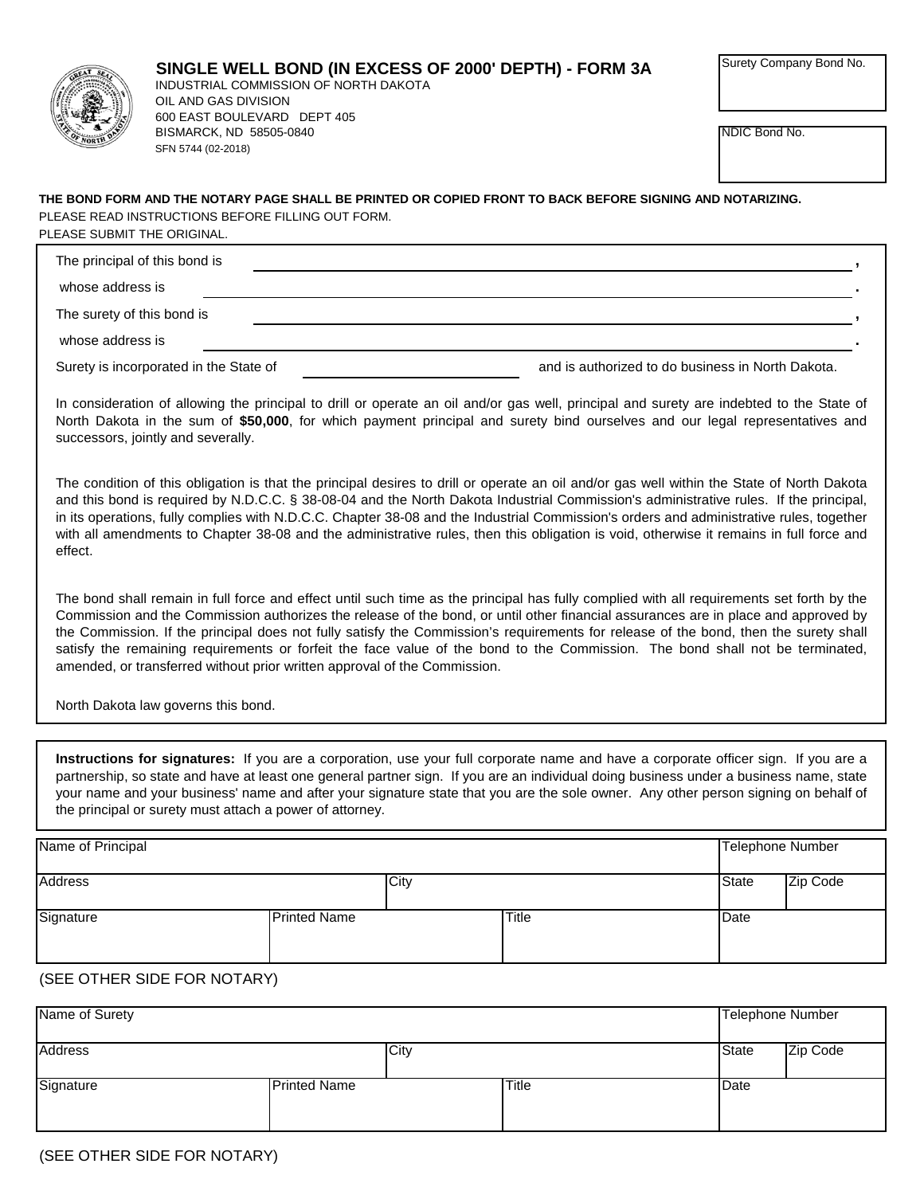# SINGLE WELL BOND (IN EXCESS OF 2000' DEPTH) - FORM 3A

INDUSTRIAL COMMISSION OF NORTH DAKOTA
OIL AND GAS DIVISION
600 EAST BOULEVARD DEPT 405
BISMARCK, ND 58505-0840
SFN 5744 (02-2018)

| Surety Company Bond No. |
|---|
| |

| NDIC Bond No. |
|---|
| |

**THE BOND FORM AND THE NOTARY PAGE SHALL BE PRINTED OR COPIED FRONT TO BACK BEFORE SIGNING AND NOTARIZING.**
PLEASE READ INSTRUCTIONS BEFORE FILLING OUT FORM.
PLEASE SUBMIT THE ORIGINAL.

The principal of this bond is ______________________________,
whose address is ______________________________.
The surety of this bond is ______________________________,
whose address is ______________________________.
Surety is incorporated in the State of ______________________ and is authorized to do business in North Dakota.

In consideration of allowing the principal to drill or operate an oil and/or gas well, principal and surety are indebted to the State of North Dakota in the sum of **$50,000**, for which payment principal and surety bind ourselves and our legal representatives and successors, jointly and severally.

The condition of this obligation is that the principal desires to drill or operate an oil and/or gas well within the State of North Dakota and this bond is required by N.D.C.C. § 38-08-04 and the North Dakota Industrial Commission's administrative rules. If the principal, in its operations, fully complies with N.D.C.C. Chapter 38-08 and the Industrial Commission's orders and administrative rules, together with all amendments to Chapter 38-08 and the administrative rules, then this obligation is void, otherwise it remains in full force and effect.

The bond shall remain in full force and effect until such time as the principal has fully complied with all requirements set forth by the Commission and the Commission authorizes the release of the bond, or until other financial assurances are in place and approved by the Commission. If the principal does not fully satisfy the Commission's requirements for release of the bond, then the surety shall satisfy the remaining requirements or forfeit the face value of the bond to the Commission. The bond shall not be terminated, amended, or transferred without prior written approval of the Commission.

North Dakota law governs this bond.

**Instructions for signatures:** If you are a corporation, use your full corporate name and have a corporate officer sign. If you are a partnership, so state and have at least one general partner sign. If you are an individual doing business under a business name, state your name and your business' name and after your signature state that you are the sole owner. Any other person signing on behalf of the principal or surety must attach a power of attorney.

| Name of Principal | | | Telephone Number | |
|---|---|---|---|---|
| Address | City | | State | Zip Code |
| Signature | Printed Name | Title | Date | |

(SEE OTHER SIDE FOR NOTARY)

| Name of Surety | | | Telephone Number | |
|---|---|---|---|---|
| Address | City | | State | Zip Code |
| Signature | Printed Name | Title | Date | |

(SEE OTHER SIDE FOR NOTARY)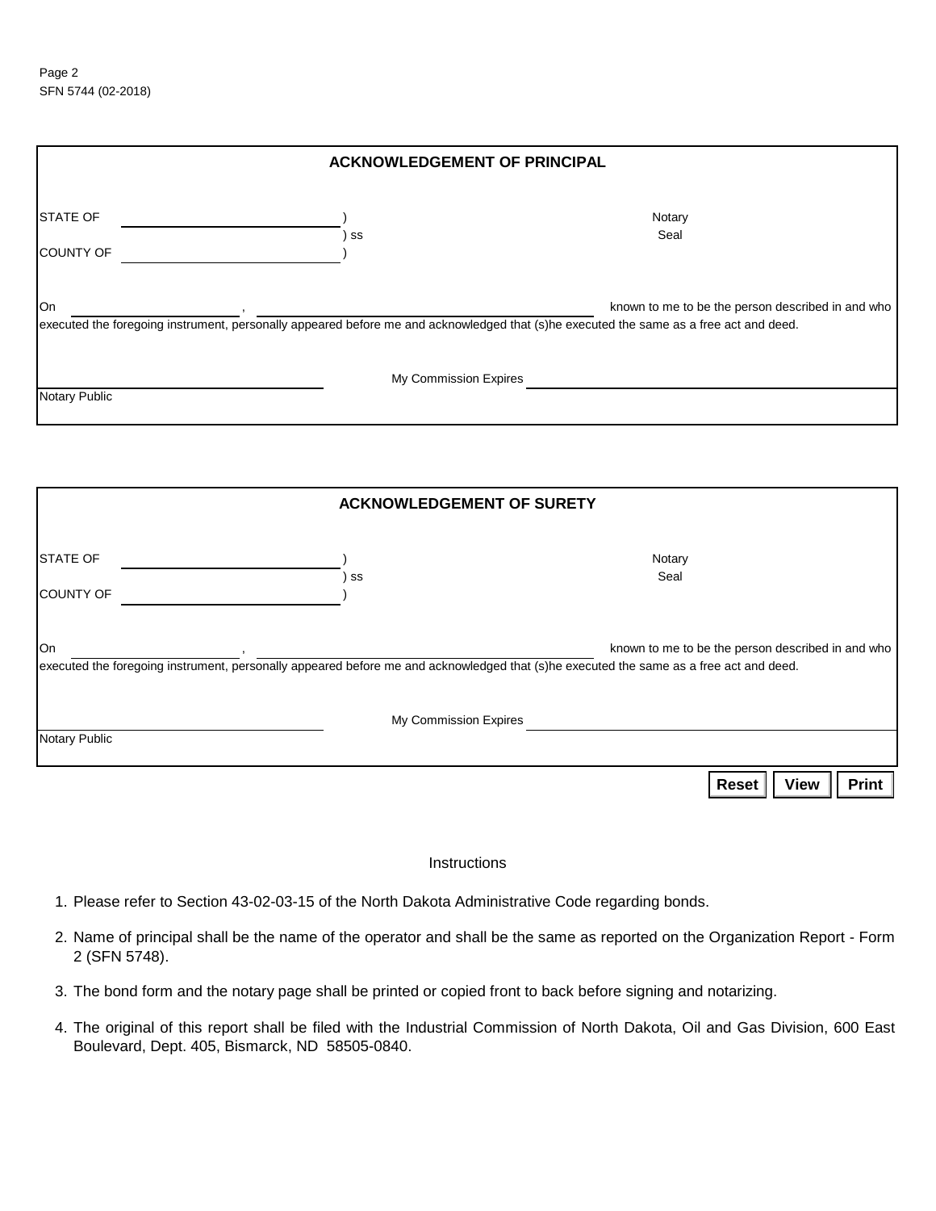## ACKNOWLEDGEMENT OF PRINCIPAL

STATE OF ______________________ )
) ss
COUNTY OF ______________________ )

Notary
Seal

On ____________________ , ________________________________________ known to me to be the person described in and who executed the foregoing instrument, personally appeared before me and acknowledged that (s)he executed the same as a free act and deed.

______________________________ My Commission Expires ______________________________
Notary Public

## ACKNOWLEDGEMENT OF SURETY

STATE OF ______________________ )
) ss
COUNTY OF ______________________ )

Notary
Seal

On ____________________ , ________________________________________ known to me to be the person described in and who executed the foregoing instrument, personally appeared before me and acknowledged that (s)he executed the same as a free act and deed.

______________________________ My Commission Expires ______________________________
Notary Public

Reset View Print

Instructions

1. Please refer to Section 43-02-03-15 of the North Dakota Administrative Code regarding bonds.
2. Name of principal shall be the name of the operator and shall be the same as reported on the Organization Report - Form 2 (SFN 5748).
3. The bond form and the notary page shall be printed or copied front to back before signing and notarizing.
4. The original of this report shall be filed with the Industrial Commission of North Dakota, Oil and Gas Division, 600 East Boulevard, Dept. 405, Bismarck, ND 58505-0840.